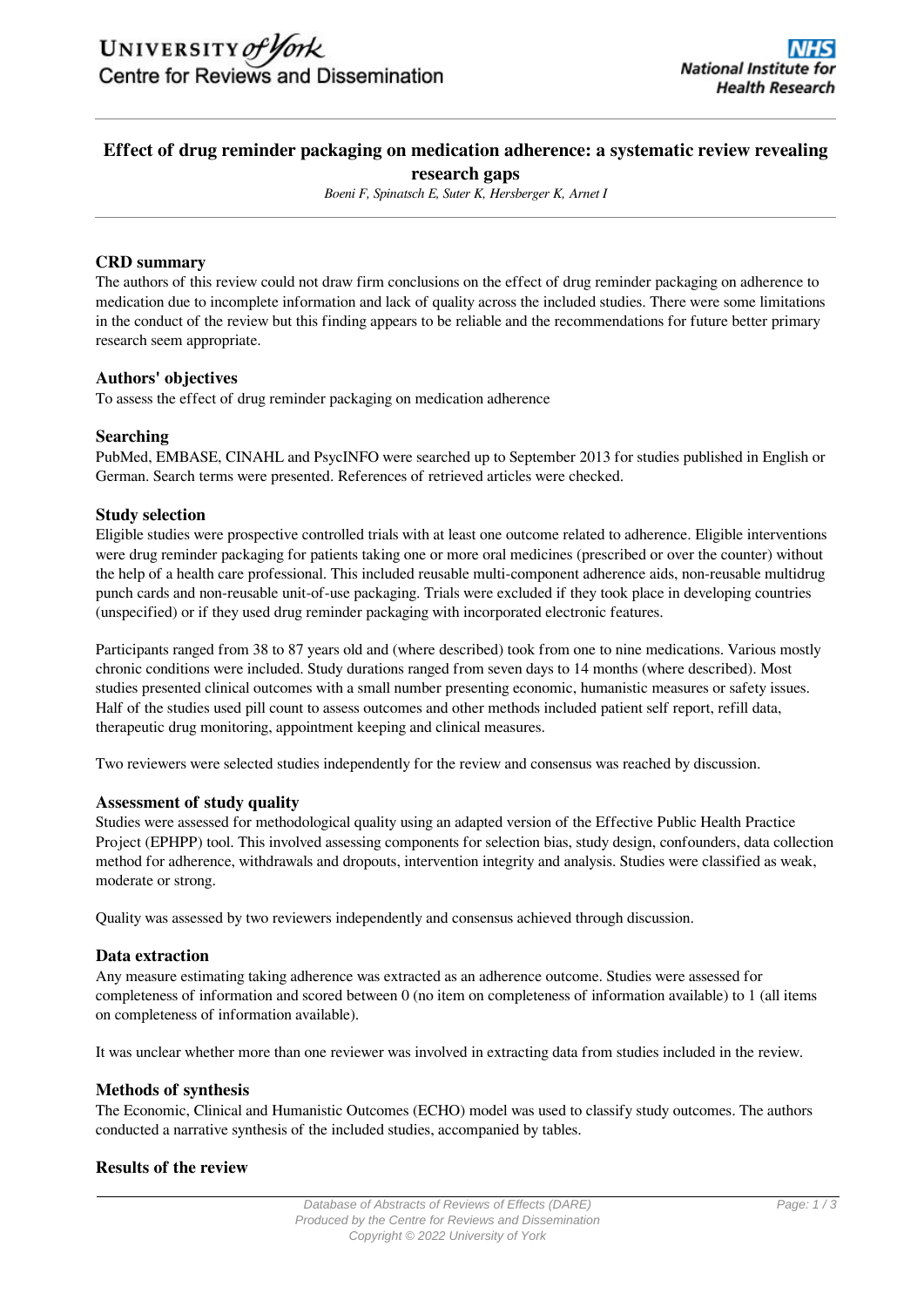# Effect of drug reminder packaging on medication adherence: a systematic review revealing research gaps

*Boeni F, Spinatsch E, Suter K, Hersberger K, Arnet I*

## CRD summary

The authors of this review could not draw firm conclusions on the effect of drug reminder packaging on adherence to medication due to incomplete information and lack of quality across the included studies. There were some limitations in the conduct of the review but this finding appears to be reliable and the recommendations for future better primary research seem appropriate.

## Authors' objectives

To assess the effect of drug reminder packaging on medication adherence

## Searching

PubMed, EMBASE, CINAHL and PsycINFO were searched up to September 2013 for studies published in English or German. Search terms were presented. References of retrieved articles were checked.

## Study selection

Eligible studies were prospective controlled trials with at least one outcome related to adherence. Eligible interventions were drug reminder packaging for patients taking one or more oral medicines (prescribed or over the counter) without the help of a health care professional. This included reusable multi-component adherence aids, non-reusable multidrug punch cards and non-reusable unit-of-use packaging. Trials were excluded if they took place in developing countries (unspecified) or if they used drug reminder packaging with incorporated electronic features.

Participants ranged from 38 to 87 years old and (where described) took from one to nine medications. Various mostly chronic conditions were included. Study durations ranged from seven days to 14 months (where described). Most studies presented clinical outcomes with a small number presenting economic, humanistic measures or safety issues. Half of the studies used pill count to assess outcomes and other methods included patient self report, refill data, therapeutic drug monitoring, appointment keeping and clinical measures.

Two reviewers were selected studies independently for the review and consensus was reached by discussion.

## Assessment of study quality

Studies were assessed for methodological quality using an adapted version of the Effective Public Health Practice Project (EPHPP) tool. This involved assessing components for selection bias, study design, confounders, data collection method for adherence, withdrawals and dropouts, intervention integrity and analysis. Studies were classified as weak, moderate or strong.

Quality was assessed by two reviewers independently and consensus achieved through discussion.

## Data extraction

Any measure estimating taking adherence was extracted as an adherence outcome. Studies were assessed for completeness of information and scored between 0 (no item on completeness of information available) to 1 (all items on completeness of information available).

It was unclear whether more than one reviewer was involved in extracting data from studies included in the review.

## Methods of synthesis

The Economic, Clinical and Humanistic Outcomes (ECHO) model was used to classify study outcomes. The authors conducted a narrative synthesis of the included studies, accompanied by tables.

## Results of the review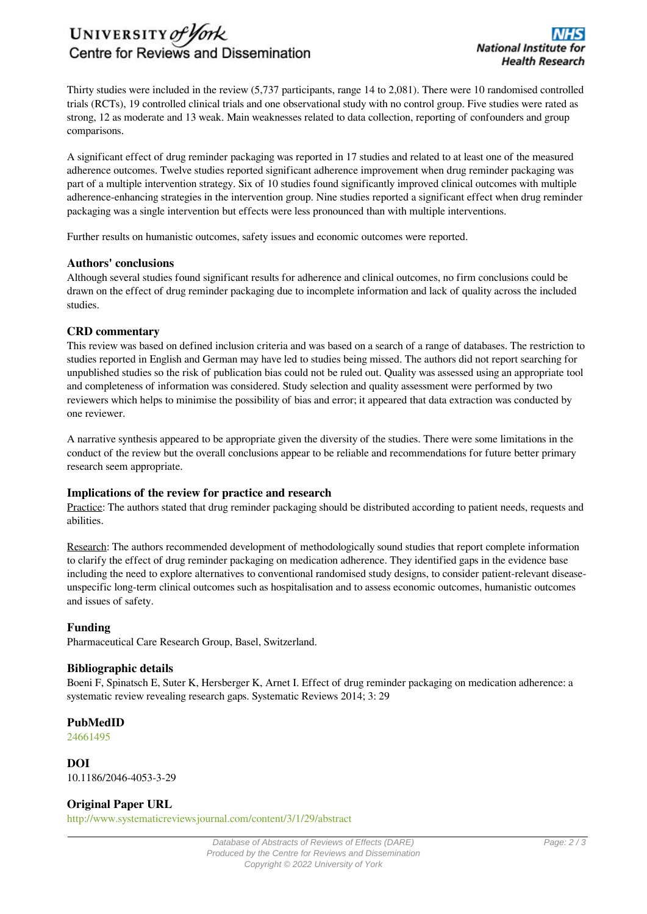Thirty studies were included in the review (5,737 participants, range 14 to 2,081). There were 10 randomised controlled trials (RCTs), 19 controlled clinical trials and one observational study with no control group. Five studies were rated as strong, 12 as moderate and 13 weak. Main weaknesses related to data collection, reporting of confounders and group comparisons.

A significant effect of drug reminder packaging was reported in 17 studies and related to at least one of the measured adherence outcomes. Twelve studies reported significant adherence improvement when drug reminder packaging was part of a multiple intervention strategy. Six of 10 studies found significantly improved clinical outcomes with multiple adherence-enhancing strategies in the intervention group. Nine studies reported a significant effect when drug reminder packaging was a single intervention but effects were less pronounced than with multiple interventions.

Further results on humanistic outcomes, safety issues and economic outcomes were reported.

### Authors' conclusions

Although several studies found significant results for adherence and clinical outcomes, no firm conclusions could be drawn on the effect of drug reminder packaging due to incomplete information and lack of quality across the included studies.

### CRD commentary

This review was based on defined inclusion criteria and was based on a search of a range of databases. The restriction to studies reported in English and German may have led to studies being missed. The authors did not report searching for unpublished studies so the risk of publication bias could not be ruled out. Quality was assessed using an appropriate tool and completeness of information was considered. Study selection and quality assessment were performed by two reviewers which helps to minimise the possibility of bias and error; it appeared that data extraction was conducted by one reviewer.

A narrative synthesis appeared to be appropriate given the diversity of the studies. There were some limitations in the conduct of the review but the overall conclusions appear to be reliable and recommendations for future better primary research seem appropriate.

### Implications of the review for practice and research

Practice: The authors stated that drug reminder packaging should be distributed according to patient needs, requests and abilities.

Research: The authors recommended development of methodologically sound studies that report complete information to clarify the effect of drug reminder packaging on medication adherence. They identified gaps in the evidence base including the need to explore alternatives to conventional randomised study designs, to consider patient-relevant disease-unspecific long-term clinical outcomes such as hospitalisation and to assess economic outcomes, humanistic outcomes and issues of safety.

### Funding

Pharmaceutical Care Research Group, Basel, Switzerland.

### Bibliographic details

Boeni F, Spinatsch E, Suter K, Hersberger K, Arnet I. Effect of drug reminder packaging on medication adherence: a systematic review revealing research gaps. Systematic Reviews 2014; 3: 29

### PubMedID

24661495

### DOI

10.1186/2046-4053-3-29

### Original Paper URL

http://www.systematicreviewsjournal.com/content/3/1/29/abstract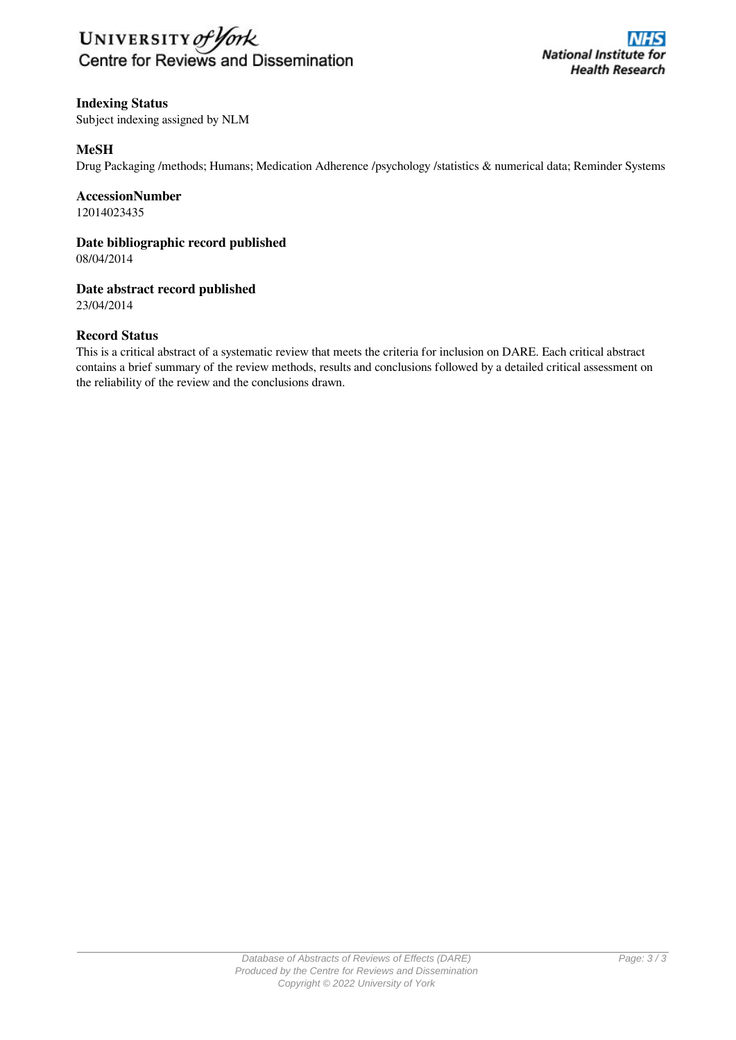## Indexing Status

Subject indexing assigned by NLM

## MeSH

Drug Packaging /methods; Humans; Medication Adherence /psychology /statistics & numerical data; Reminder Systems

## AccessionNumber

12014023435

## Date bibliographic record published

08/04/2014

## Date abstract record published

23/04/2014

## Record Status

This is a critical abstract of a systematic review that meets the criteria for inclusion on DARE. Each critical abstract contains a brief summary of the review methods, results and conclusions followed by a detailed critical assessment on the reliability of the review and the conclusions drawn.